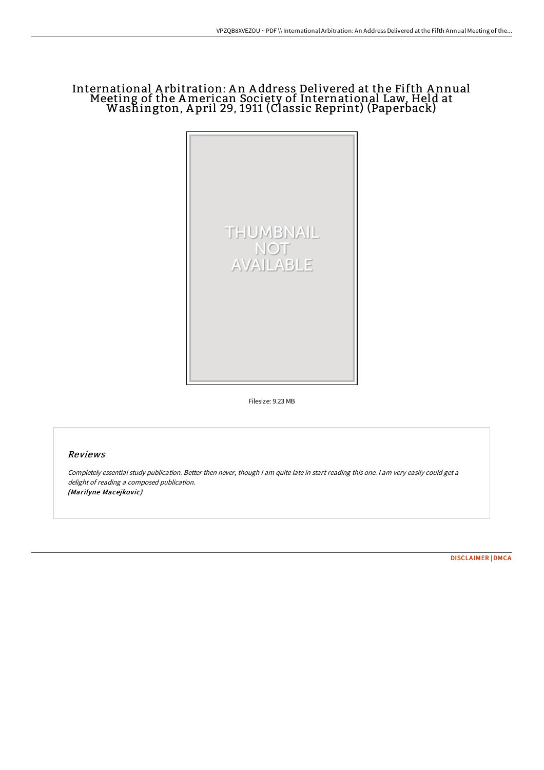# International Arbitration: An Address Delivered at the Fifth Annual Meeting of the American Society of International Law, Held at Washington, April 29, 1911 (Classic Reprint) (Paperback)

THUMBNAIL NOT AVAILABLE

Filesize: 9.23 MB

## Reviews

*Completely essential study publication. Better then never, though i am quite late in start reading this one. I am very easily could get a delight of reading a composed publication.*
*(Marilyne Macejkovic)*

[DISCLAIMER](#) | [DMCA](#)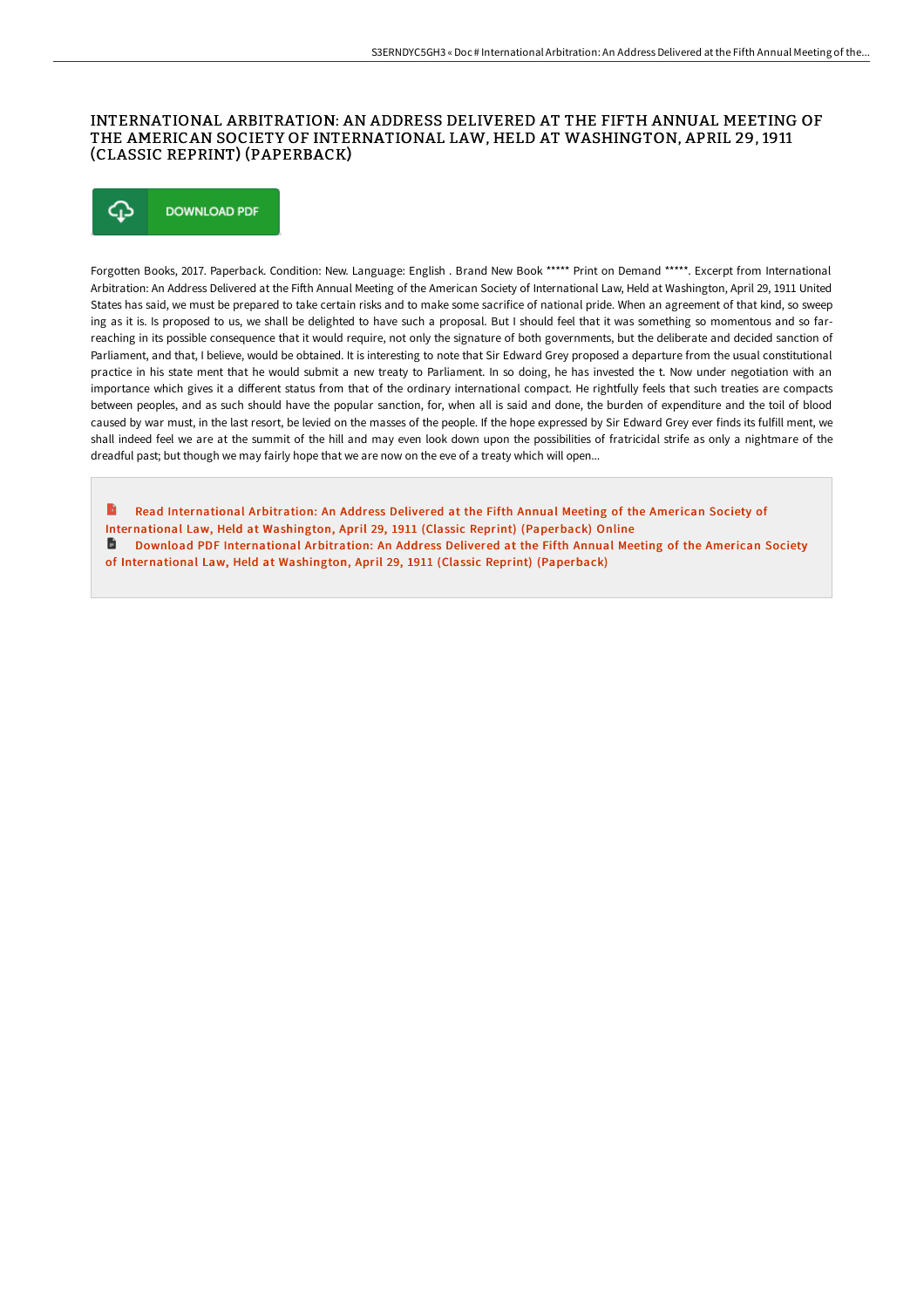# INTERNATIONAL ARBITRATION: AN ADDRESS DELIVERED AT THE FIFTH ANNUAL MEETING OF THE AMERICAN SOCIETY OF INTERNATIONAL LAW, HELD AT WASHINGTON, APRIL 29, 1911 (CLASSIC REPRINT) (PAPERBACK)

DOWNLOAD PDF

Forgotten Books, 2017. Paperback. Condition: New. Language: English . Brand New Book ***** Print on Demand *****. Excerpt from International Arbitration: An Address Delivered at the Fifth Annual Meeting of the American Society of International Law, Held at Washington, April 29, 1911 United States has said, we must be prepared to take certain risks and to make some sacrifice of national pride. When an agreement of that kind, so sweep ing as it is. Is proposed to us, we shall be delighted to have such a proposal. But I should feel that it was something so momentous and so far-reaching in its possible consequence that it would require, not only the signature of both governments, but the deliberate and decided sanction of Parliament, and that, I believe, would be obtained. It is interesting to note that Sir Edward Grey proposed a departure from the usual constitutional practice in his state ment that he would submit a new treaty to Parliament. In so doing, he has invested the t. Now under negotiation with an importance which gives it a different status from that of the ordinary international compact. He rightfully feels that such treaties are compacts between peoples, and as such should have the popular sanction, for, when all is said and done, the burden of expenditure and the toil of blood caused by war must, in the last resort, be levied on the masses of the people. If the hope expressed by Sir Edward Grey ever finds its fulfill ment, we shall indeed feel we are at the summit of the hill and may even look down upon the possibilities of fratricidal strife as only a nightmare of the dreadful past; but though we may fairly hope that we are now on the eve of a treaty which will open...

Read International Arbitration: An Address Delivered at the Fifth Annual Meeting of the American Society of International Law, Held at Washington, April 29, 1911 (Classic Reprint) (Paperback) Online

Download PDF International Arbitration: An Address Delivered at the Fifth Annual Meeting of the American Society of International Law, Held at Washington, April 29, 1911 (Classic Reprint) (Paperback)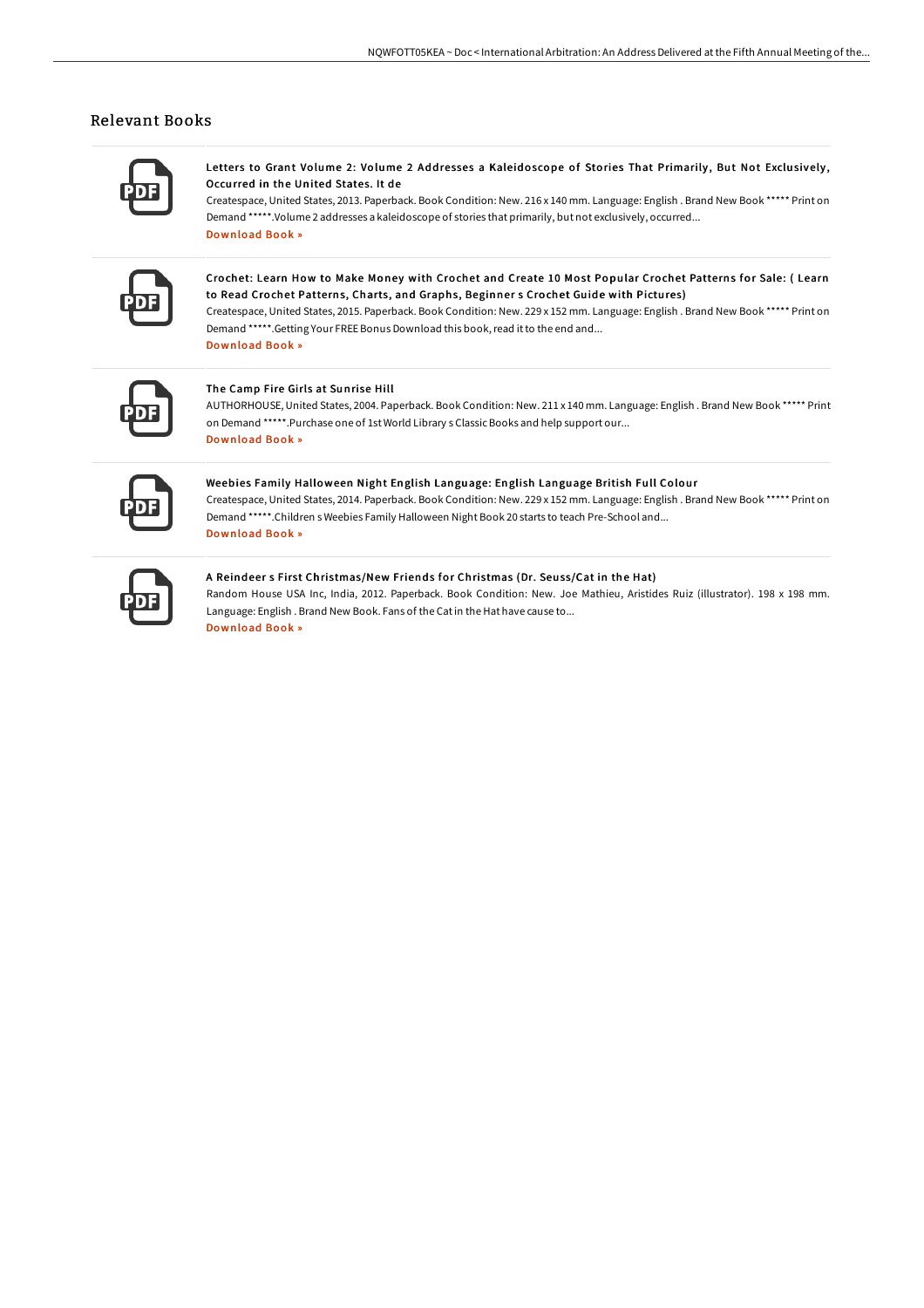## Relevant Books

**Letters to Grant Volume 2: Volume 2 Addresses a Kaleidoscope of Stories That Primarily, But Not Exclusively, Occurred in the United States. It de**

Createspace, United States, 2013. Paperback. Book Condition: New. 216 x 140 mm. Language: English . Brand New Book ***** Print on Demand *****.Volume 2 addresses a kaleidoscope of stories that primarily, but not exclusively, occurred...

Download Book »

**Crochet: Learn How to Make Money with Crochet and Create 10 Most Popular Crochet Patterns for Sale: ( Learn to Read Crochet Patterns, Charts, and Graphs, Beginner s Crochet Guide with Pictures)**

Createspace, United States, 2015. Paperback. Book Condition: New. 229 x 152 mm. Language: English . Brand New Book ***** Print on Demand *****.Getting Your FREE Bonus Download this book, read it to the end and...

Download Book »

**The Camp Fire Girls at Sunrise Hill**

AUTHORHOUSE, United States, 2004. Paperback. Book Condition: New. 211 x 140 mm. Language: English . Brand New Book ***** Print on Demand *****.Purchase one of 1st World Library s Classic Books and help support our...

Download Book »

**Weebies Family Halloween Night English Language: English Language British Full Colour**

Createspace, United States, 2014. Paperback. Book Condition: New. 229 x 152 mm. Language: English . Brand New Book ***** Print on Demand *****.Children s Weebies Family Halloween Night Book 20 starts to teach Pre-School and...

Download Book »

**A Reindeer s First Christmas/New Friends for Christmas (Dr. Seuss/Cat in the Hat)**

Random House USA Inc, India, 2012. Paperback. Book Condition: New. Joe Mathieu, Aristides Ruiz (illustrator). 198 x 198 mm. Language: English . Brand New Book. Fans of the Cat in the Hat have cause to...

Download Book »